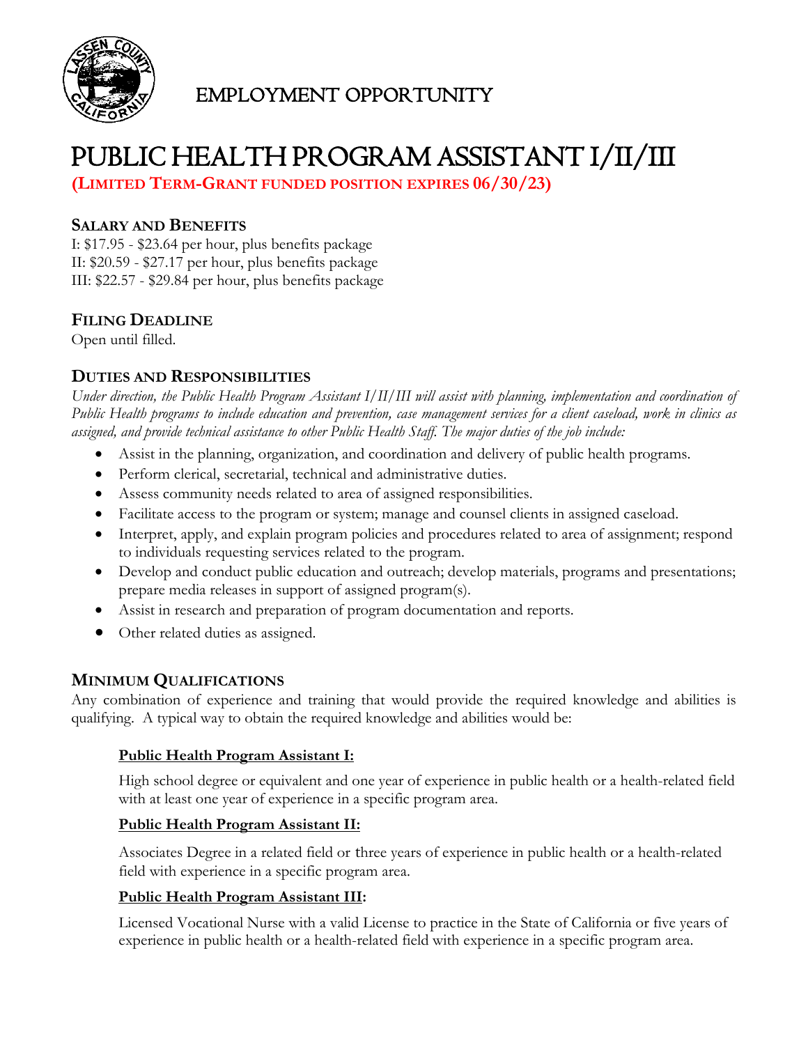## EMPLOYMENT OPPORTUNITY

# PUBLIC HEALTH PROGRAM ASSISTANT I/II/III

**(LIMITED TERM-GRANT FUNDED POSITION EXPIRES 06/30/23)**

### SALARY AND BENEFITS

I: $17.95 - $23.64 per hour, plus benefits package
II: $20.59 - $27.17 per hour, plus benefits package
III: $22.57 - $29.84 per hour, plus benefits package

### FILING DEADLINE

Open until filled.

### DUTIES AND RESPONSIBILITIES

*Under direction, the Public Health Program Assistant I/II/III will assist with planning, implementation and coordination of Public Health programs to include education and prevention, case management services for a client caseload, work in clinics as assigned, and provide technical assistance to other Public Health Staff. The major duties of the job include:*

- Assist in the planning, organization, and coordination and delivery of public health programs.
- Perform clerical, secretarial, technical and administrative duties.
- Assess community needs related to area of assigned responsibilities.
- Facilitate access to the program or system; manage and counsel clients in assigned caseload.
- Interpret, apply, and explain program policies and procedures related to area of assignment; respond to individuals requesting services related to the program.
- Develop and conduct public education and outreach; develop materials, programs and presentations; prepare media releases in support of assigned program(s).
- Assist in research and preparation of program documentation and reports.
- Other related duties as assigned.

### MINIMUM QUALIFICATIONS

Any combination of experience and training that would provide the required knowledge and abilities is qualifying. A typical way to obtain the required knowledge and abilities would be:

**Public Health Program Assistant I:**

High school degree or equivalent and one year of experience in public health or a health-related field with at least one year of experience in a specific program area.

**Public Health Program Assistant II:**

Associates Degree in a related field or three years of experience in public health or a health-related field with experience in a specific program area.

**Public Health Program Assistant III:**

Licensed Vocational Nurse with a valid License to practice in the State of California or five years of experience in public health or a health-related field with experience in a specific program area.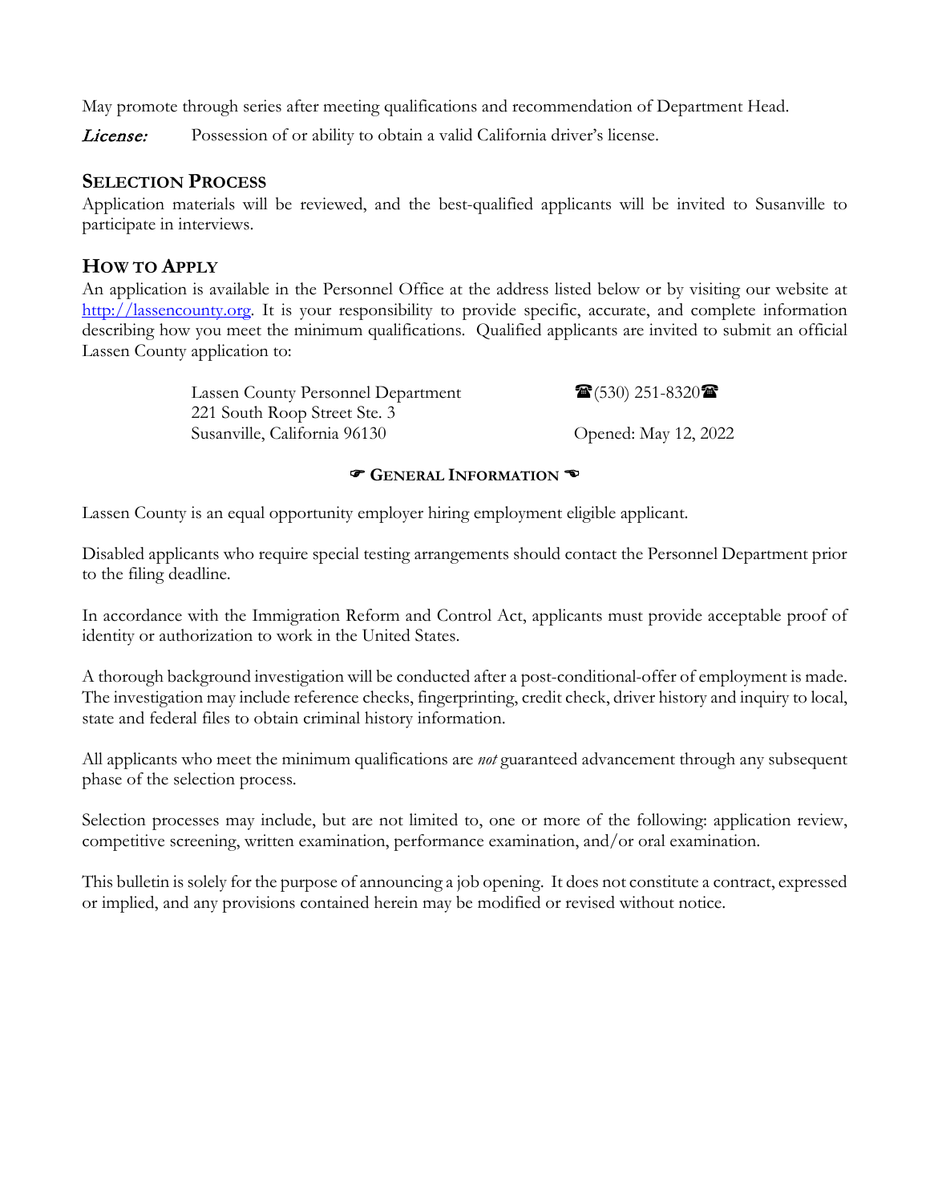May promote through series after meeting qualifications and recommendation of Department Head.

*License:* Possession of or ability to obtain a valid California driver's license.

## SELECTION PROCESS

Application materials will be reviewed, and the best-qualified applicants will be invited to Susanville to participate in interviews.

## HOW TO APPLY

An application is available in the Personnel Office at the address listed below or by visiting our website at http://lassencounty.org. It is your responsibility to provide specific, accurate, and complete information describing how you meet the minimum qualifications. Qualified applicants are invited to submit an official Lassen County application to:

Lassen County Personnel Department
221 South Roop Street Ste. 3
Susanville, California 96130

☎(530) 251-8320☎

Opened: May 12, 2022

### ☛ GENERAL INFORMATION ☚

Lassen County is an equal opportunity employer hiring employment eligible applicant.

Disabled applicants who require special testing arrangements should contact the Personnel Department prior to the filing deadline.

In accordance with the Immigration Reform and Control Act, applicants must provide acceptable proof of identity or authorization to work in the United States.

A thorough background investigation will be conducted after a post-conditional-offer of employment is made. The investigation may include reference checks, fingerprinting, credit check, driver history and inquiry to local, state and federal files to obtain criminal history information.

All applicants who meet the minimum qualifications are *not* guaranteed advancement through any subsequent phase of the selection process.

Selection processes may include, but are not limited to, one or more of the following: application review, competitive screening, written examination, performance examination, and/or oral examination.

This bulletin is solely for the purpose of announcing a job opening. It does not constitute a contract, expressed or implied, and any provisions contained herein may be modified or revised without notice.